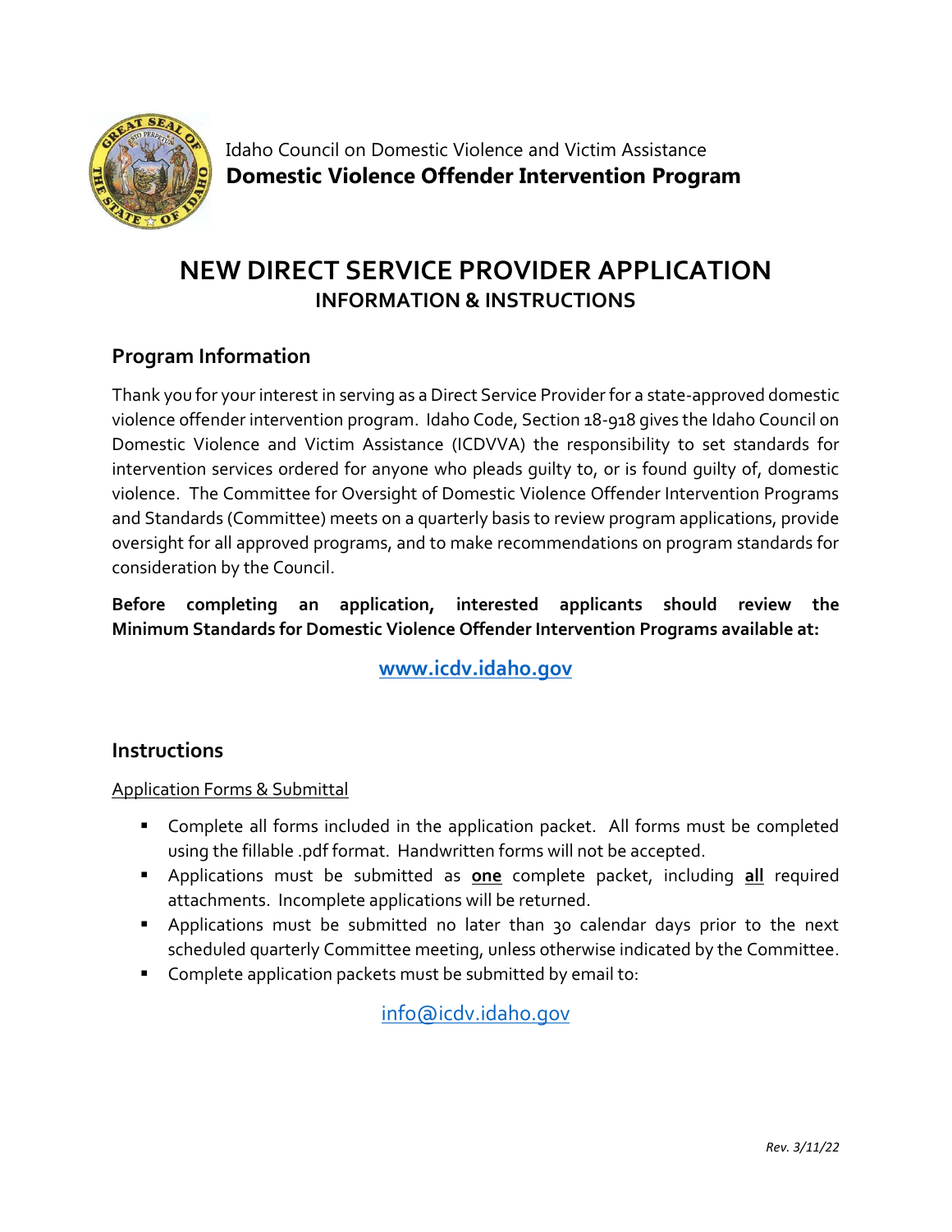Idaho Council on Domestic Violence and Victim Assistance

**Domestic Violence Offender Intervention Program**

# NEW DIRECT SERVICE PROVIDER APPLICATION
## INFORMATION & INSTRUCTIONS

## Program Information

Thank you for your interest in serving as a Direct Service Provider for a state-approved domestic violence offender intervention program. Idaho Code, Section 18-918 gives the Idaho Council on Domestic Violence and Victim Assistance (ICDVVA) the responsibility to set standards for intervention services ordered for anyone who pleads guilty to, or is found guilty of, domestic violence. The Committee for Oversight of Domestic Violence Offender Intervention Programs and Standards (Committee) meets on a quarterly basis to review program applications, provide oversight for all approved programs, and to make recommendations on program standards for consideration by the Council.

**Before completing an application, interested applicants should review the Minimum Standards for Domestic Violence Offender Intervention Programs available at:**

**www.icdv.idaho.gov**

## Instructions

Application Forms & Submittal

- Complete all forms included in the application packet. All forms must be completed using the fillable .pdf format. Handwritten forms will not be accepted.
- Applications must be submitted as **one** complete packet, including **all** required attachments. Incomplete applications will be returned.
- Applications must be submitted no later than 30 calendar days prior to the next scheduled quarterly Committee meeting, unless otherwise indicated by the Committee.
- Complete application packets must be submitted by email to:

info@icdv.idaho.gov

*Rev. 3/11/22*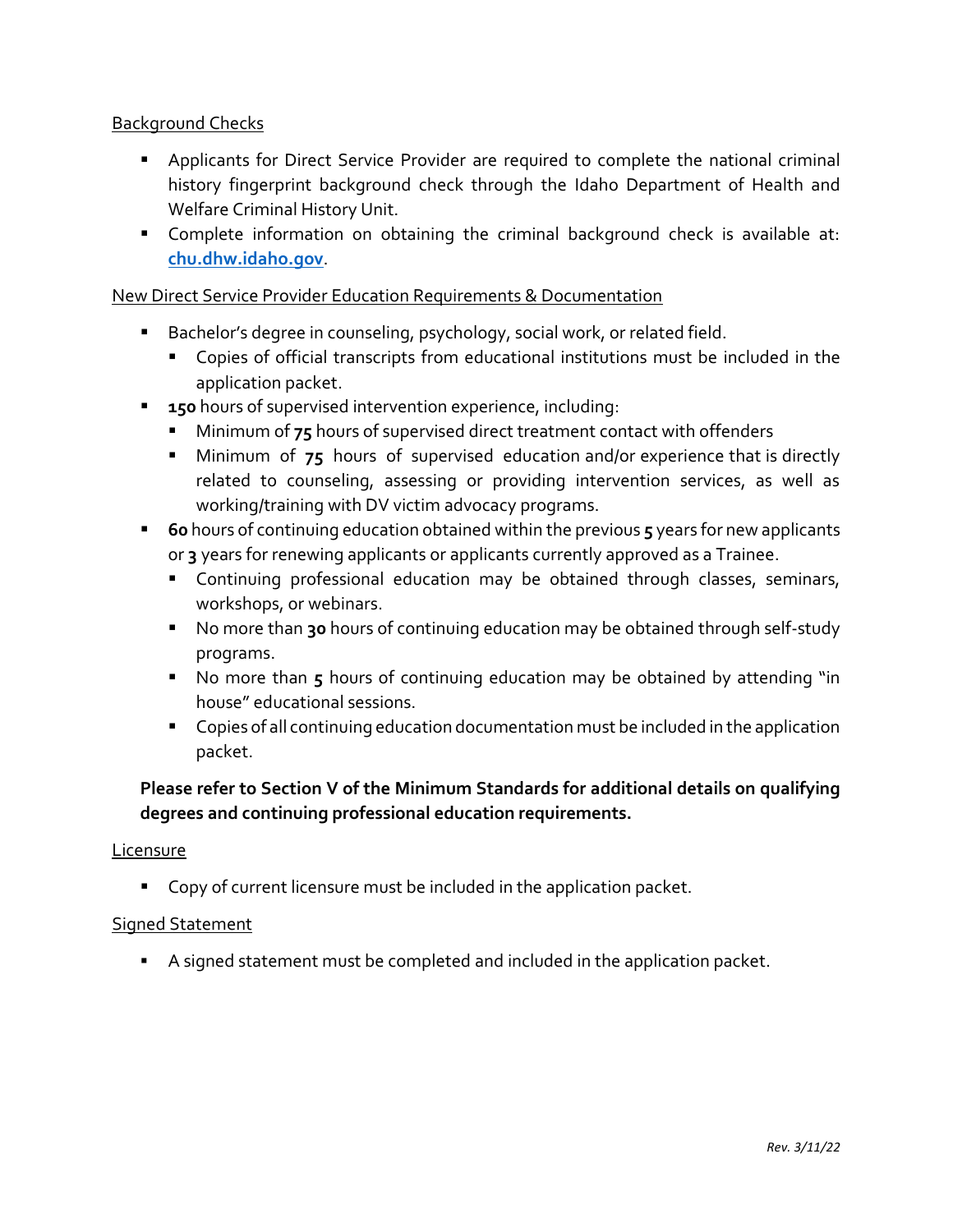Background Checks

- Applicants for Direct Service Provider are required to complete the national criminal history fingerprint background check through the Idaho Department of Health and Welfare Criminal History Unit.
- Complete information on obtaining the criminal background check is available at: **chu.dhw.idaho.gov**.

New Direct Service Provider Education Requirements & Documentation

- Bachelor's degree in counseling, psychology, social work, or related field.
  - Copies of official transcripts from educational institutions must be included in the application packet.
- **150** hours of supervised intervention experience, including:
  - Minimum of **75** hours of supervised direct treatment contact with offenders
  - Minimum of **75** hours of supervised education and/or experience that is directly related to counseling, assessing or providing intervention services, as well as working/training with DV victim advocacy programs.
- **60** hours of continuing education obtained within the previous **5** years for new applicants or **3** years for renewing applicants or applicants currently approved as a Trainee.
  - Continuing professional education may be obtained through classes, seminars, workshops, or webinars.
  - No more than **30** hours of continuing education may be obtained through self-study programs.
  - No more than **5** hours of continuing education may be obtained by attending "in house" educational sessions.
  - Copies of all continuing education documentation must be included in the application packet.

**Please refer to Section V of the Minimum Standards for additional details on qualifying degrees and continuing professional education requirements.**

Licensure

- Copy of current licensure must be included in the application packet.

Signed Statement

- A signed statement must be completed and included in the application packet.

*Rev. 3/11/22*